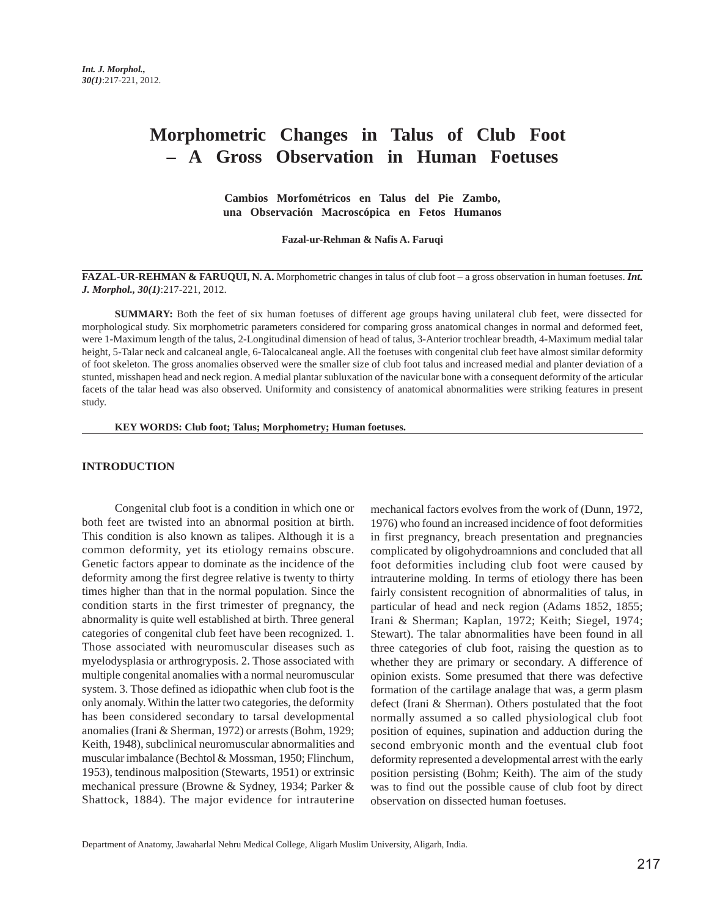# Morphometric Changes in Talus of Club Foot – A Gross Observation in Human Foetuses

**Cambios Morfométricos en Talus del Pie Zambo, una Observación Macroscópica en Fetos Humanos**

**Fazal-ur-Rehman & Nafis A. Faruqi**

**FAZAL-UR-REHMAN & FARUQUI, N. A.** Morphometric changes in talus of club foot – a gross observation in human foetuses. ***Int. J. Morphol., 30(1)***:217-221, 2012.

**SUMMARY:** Both the feet of six human foetuses of different age groups having unilateral club feet, were dissected for morphological study. Six morphometric parameters considered for comparing gross anatomical changes in normal and deformed feet, were 1-Maximum length of the talus, 2-Longitudinal dimension of head of talus, 3-Anterior trochlear breadth, 4-Maximum medial talar height, 5-Talar neck and calcaneal angle, 6-Talocalcaneal angle. All the foetuses with congenital club feet have almost similar deformity of foot skeleton. The gross anomalies observed were the smaller size of club foot talus and increased medial and planter deviation of a stunted, misshapen head and neck region. A medial plantar subluxation of the navicular bone with a consequent deformity of the articular facets of the talar head was also observed. Uniformity and consistency of anatomical abnormalities were striking features in present study.

**KEY WORDS: Club foot; Talus; Morphometry; Human foetuses.**

## INTRODUCTION

Congenital club foot is a condition in which one or both feet are twisted into an abnormal position at birth. This condition is also known as talipes. Although it is a common deformity, yet its etiology remains obscure. Genetic factors appear to dominate as the incidence of the deformity among the first degree relative is twenty to thirty times higher than that in the normal population. Since the condition starts in the first trimester of pregnancy, the abnormality is quite well established at birth. Three general categories of congenital club feet have been recognized. 1. Those associated with neuromuscular diseases such as myelodysplasia or arthrogryposis. 2. Those associated with multiple congenital anomalies with a normal neuromuscular system. 3. Those defined as idiopathic when club foot is the only anomaly. Within the latter two categories, the deformity has been considered secondary to tarsal developmental anomalies (Irani & Sherman, 1972) or arrests (Bohm, 1929; Keith, 1948), subclinical neuromuscular abnormalities and muscular imbalance (Bechtol & Mossman, 1950; Flinchum, 1953), tendinous malposition (Stewarts, 1951) or extrinsic mechanical pressure (Browne & Sydney, 1934; Parker & Shattock, 1884). The major evidence for intrauterine mechanical factors evolves from the work of (Dunn, 1972, 1976) who found an increased incidence of foot deformities in first pregnancy, breach presentation and pregnancies complicated by oligohydroamnions and concluded that all foot deformities including club foot were caused by intrauterine molding. In terms of etiology there has been fairly consistent recognition of abnormalities of talus, in particular of head and neck region (Adams 1852, 1855; Irani & Sherman; Kaplan, 1972; Keith; Siegel, 1974; Stewart). The talar abnormalities have been found in all three categories of club foot, raising the question as to whether they are primary or secondary. A difference of opinion exists. Some presumed that there was defective formation of the cartilage analage that was, a germ plasm defect (Irani & Sherman). Others postulated that the foot normally assumed a so called physiological club foot position of equines, supination and adduction during the second embryonic month and the eventual club foot deformity represented a developmental arrest with the early position persisting (Bohm; Keith). The aim of the study was to find out the possible cause of club foot by direct observation on dissected human foetuses.

Department of Anatomy, Jawaharlal Nehru Medical College, Aligarh Muslim University, Aligarh, India.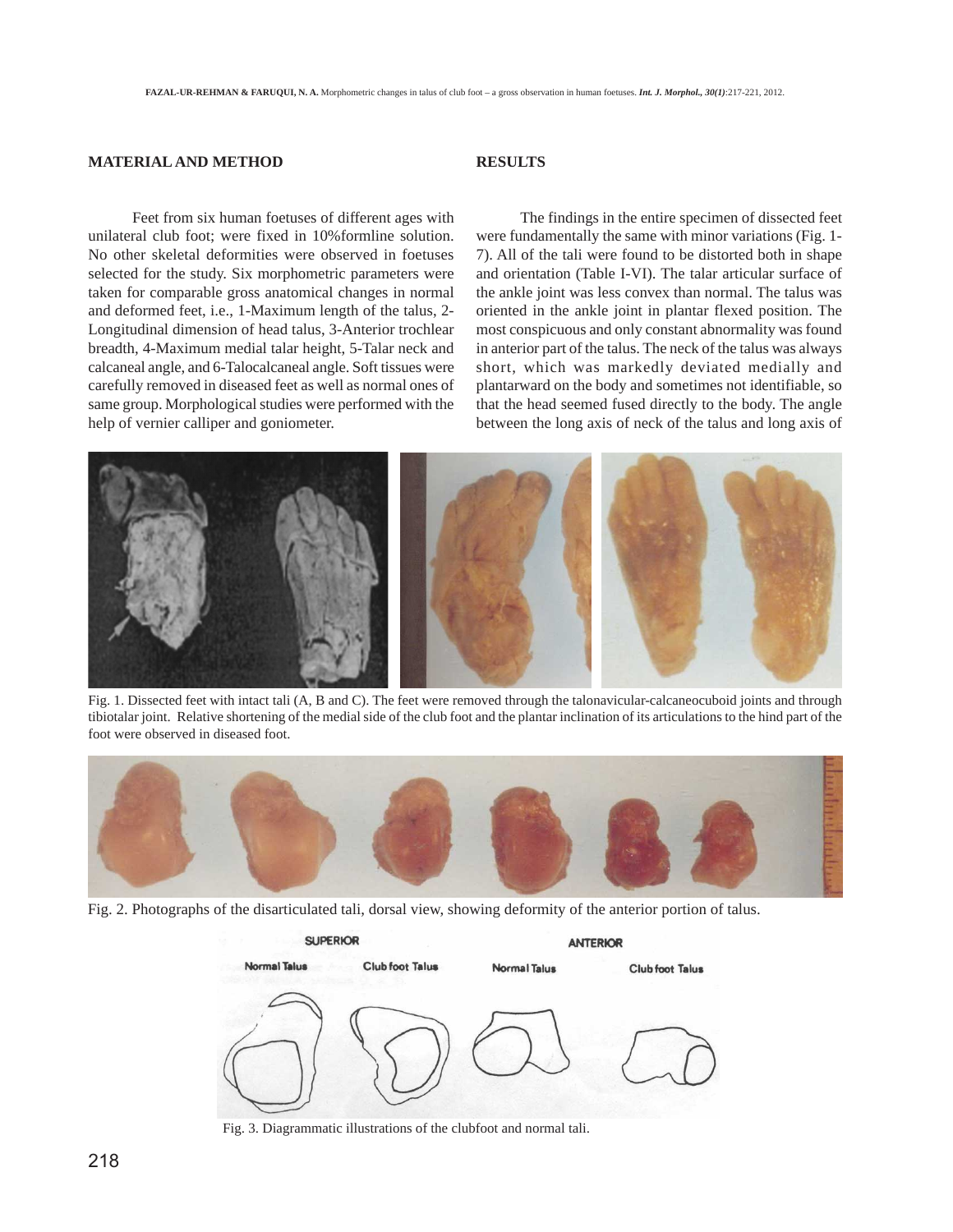## MATERIAL AND METHOD

Feet from six human foetuses of different ages with unilateral club foot; were fixed in 10%formline solution. No other skeletal deformities were observed in foetuses selected for the study. Six morphometric parameters were taken for comparable gross anatomical changes in normal and deformed feet, i.e., 1-Maximum length of the talus, 2-Longitudinal dimension of head talus, 3-Anterior trochlear breadth, 4-Maximum medial talar height, 5-Talar neck and calcaneal angle, and 6-Talocalcaneal angle. Soft tissues were carefully removed in diseased feet as well as normal ones of same group. Morphological studies were performed with the help of vernier calliper and goniometer.

## RESULTS

The findings in the entire specimen of dissected feet were fundamentally the same with minor variations (Fig. 1-7). All of the tali were found to be distorted both in shape and orientation (Table I-VI). The talar articular surface of the ankle joint was less convex than normal. The talus was oriented in the ankle joint in plantar flexed position. The most conspicuous and only constant abnormality was found in anterior part of the talus. The neck of the talus was always short, which was markedly deviated medially and plantarward on the body and sometimes not identifiable, so that the head seemed fused directly to the body. The angle between the long axis of neck of the talus and long axis of

Fig. 1. Dissected feet with intact tali (A, B and C). The feet were removed through the talonavicular-calcaneocuboid joints and through tibiotalar joint. Relative shortening of the medial side of the club foot and the plantar inclination of its articulations to the hind part of the foot were observed in diseased foot.

Fig. 2. Photographs of the disarticulated tali, dorsal view, showing deformity of the anterior portion of talus.

Fig. 3. Diagrammatic illustrations of the clubfoot and normal tali.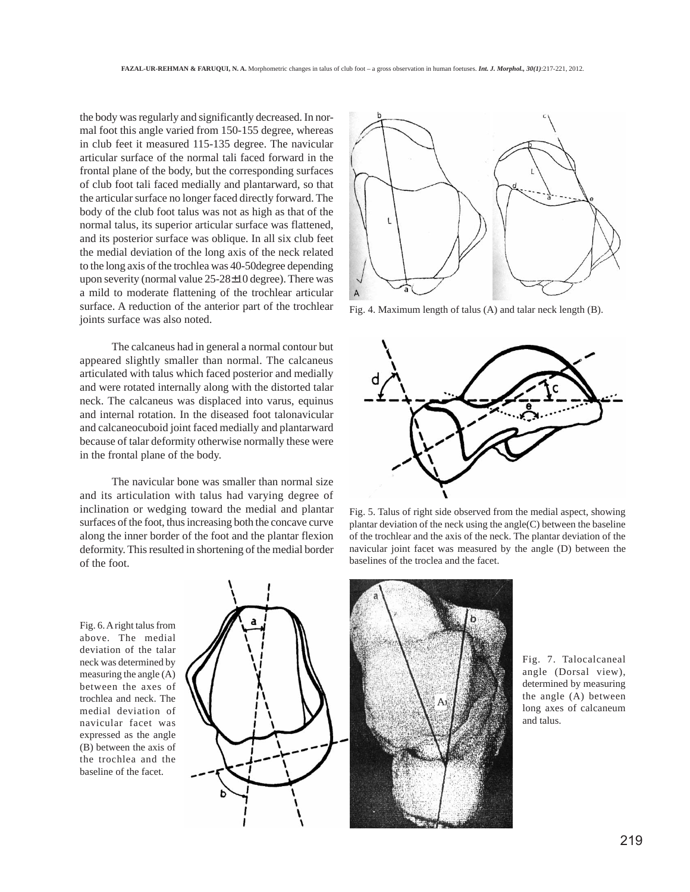the body was regularly and significantly decreased. In normal foot this angle varied from 150-155 degree, whereas in club feet it measured 115-135 degree. The navicular articular surface of the normal tali faced forward in the frontal plane of the body, but the corresponding surfaces of club foot tali faced medially and plantarward, so that the articular surface no longer faced directly forward. The body of the club foot talus was not as high as that of the normal talus, its superior articular surface was flattened, and its posterior surface was oblique. In all six club feet the medial deviation of the long axis of the neck related to the long axis of the trochlea was 40-50degree depending upon severity (normal value 25-28±10 degree). There was a mild to moderate flattening of the trochlear articular surface. A reduction of the anterior part of the trochlear joints surface was also noted.

The calcaneus had in general a normal contour but appeared slightly smaller than normal. The calcaneus articulated with talus which faced posterior and medially and were rotated internally along with the distorted talar neck. The calcaneus was displaced into varus, equinus and internal rotation. In the diseased foot talonavicular and calcaneocuboid joint faced medially and plantarward because of talar deformity otherwise normally these were in the frontal plane of the body.

The navicular bone was smaller than normal size and its articulation with talus had varying degree of inclination or wedging toward the medial and plantar surfaces of the foot, thus increasing both the concave curve along the inner border of the foot and the plantar flexion deformity. This resulted in shortening of the medial border of the foot.

Fig. 4. Maximum length of talus (A) and talar neck length (B).

Fig. 5. Talus of right side observed from the medial aspect, showing plantar deviation of the neck using the angle(C) between the baseline of the trochlear and the axis of the neck. The plantar deviation of the navicular joint facet was measured by the angle (D) between the baselines of the troclea and the facet.

Fig. 6. A right talus from above. The medial deviation of the talar neck was determined by measuring the angle (A) between the axes of trochlea and neck. The medial deviation of navicular facet was expressed as the angle (B) between the axis of the trochlea and the baseline of the facet.

Fig. 7. Talocalcaneal angle (Dorsal view), determined by measuring the angle (A) between long axes of calcaneum and talus.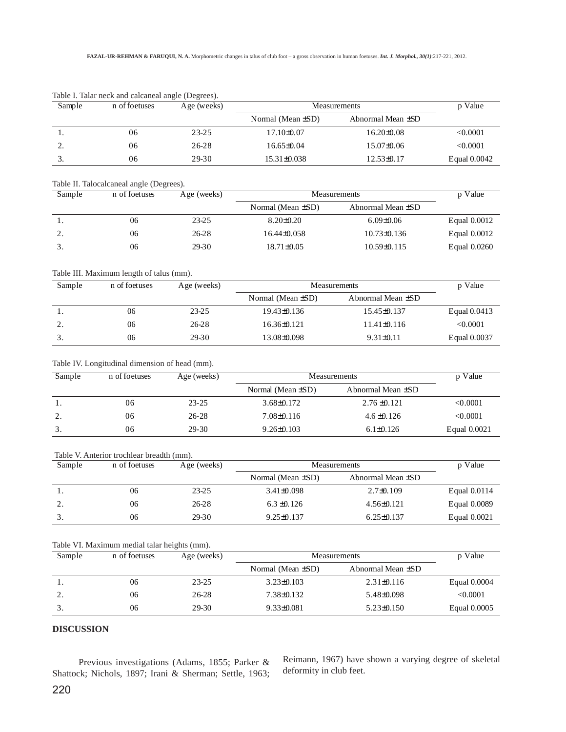Table I. Talar neck and calcaneal angle (Degrees).

| Sample | n of foetuses | Age (weeks) | Measurements | | p Value |
|---|---|---|---|---|---|
| | | | Normal (Mean ±SD) | Abnormal Mean ±SD | |
| 1. | 06 | 23-25 | 17.10±0.07 | 16.20±0.08 | <0.0001 |
| 2. | 06 | 26-28 | 16.65±0.04 | 15.07±0.06 | <0.0001 |
| 3. | 06 | 29-30 | 15.31±0.038 | 12.53±0.17 | Equal 0.0042 |

Table II. Talocalcaneal angle (Degrees).

| Sample | n of foetuses | Age (weeks) | Measurements | | p Value |
|---|---|---|---|---|---|
| | | | Normal (Mean ±SD) | Abnormal Mean ±SD | |
| 1. | 06 | 23-25 | 8.20±0.20 | 6.09±0.06 | Equal 0.0012 |
| 2. | 06 | 26-28 | 16.44±0.058 | 10.73±0.136 | Equal 0.0012 |
| 3. | 06 | 29-30 | 18.71±0.05 | 10.59±0.115 | Equal 0.0260 |

Table III. Maximum length of talus (mm).

| Sample | n of foetuses | Age (weeks) | Measurements | | p Value |
|---|---|---|---|---|---|
| | | | Normal (Mean ±SD) | Abnormal Mean ±SD | |
| 1. | 06 | 23-25 | 19.43±0.136 | 15.45±0.137 | Equal 0.0413 |
| 2. | 06 | 26-28 | 16.36±0.121 | 11.41±0.116 | <0.0001 |
| 3. | 06 | 29-30 | 13.08±0.098 | 9.31±0.11 | Equal 0.0037 |

Table IV. Longitudinal dimension of head (mm).

| Sample | n of foetuses | Age (weeks) | Measurements | | p Value |
|---|---|---|---|---|---|
| | | | Normal (Mean ±SD) | Abnormal Mean ±SD | |
| 1. | 06 | 23-25 | 3.68±0.172 | 2.76 ±0.121 | <0.0001 |
| 2. | 06 | 26-28 | 7.08±0.116 | 4.6 ±0.126 | <0.0001 |
| 3. | 06 | 29-30 | 9.26±0.103 | 6.1±0.126 | Equal 0.0021 |

Table V. Anterior trochlear breadth (mm).

| Sample | n of foetuses | Age (weeks) | Measurements | | p Value |
|---|---|---|---|---|---|
| | | | Normal (Mean ±SD) | Abnormal Mean ±SD | |
| 1. | 06 | 23-25 | 3.41±0.098 | 2.7±0.109 | Equal 0.0114 |
| 2. | 06 | 26-28 | 6.3 ±0.126 | 4.56±0.121 | Equal 0.0089 |
| 3. | 06 | 29-30 | 9.25±0.137 | 6.25±0.137 | Equal 0.0021 |

Table VI. Maximum medial talar heights (mm).

| Sample | n of foetuses | Age (weeks) | Measurements | | p Value |
|---|---|---|---|---|---|
| | | | Normal (Mean ±SD) | Abnormal Mean ±SD | |
| 1. | 06 | 23-25 | 3.23±0.103 | 2.31±0.116 | Equal 0.0004 |
| 2. | 06 | 26-28 | 7.38±0.132 | 5.48±0.098 | <0.0001 |
| 3. | 06 | 29-30 | 9.33±0.081 | 5.23±0.150 | Equal 0.0005 |

## DISCUSSION

Previous investigations (Adams, 1855; Parker & Shattock; Nichols, 1897; Irani & Sherman; Settle, 1963; Reimann, 1967) have shown a varying degree of skeletal deformity in club feet.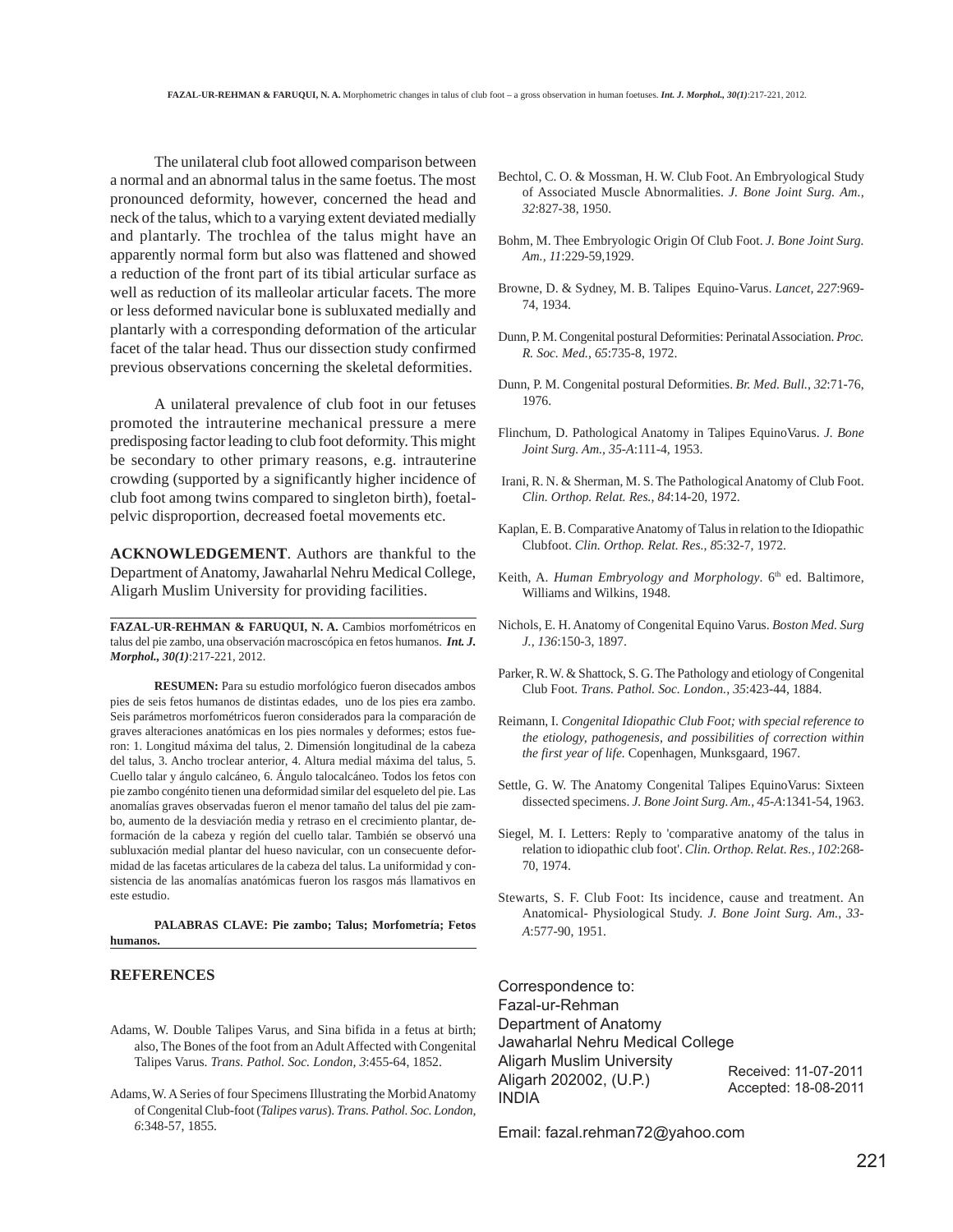The unilateral club foot allowed comparison between a normal and an abnormal talus in the same foetus. The most pronounced deformity, however, concerned the head and neck of the talus, which to a varying extent deviated medially and plantarly. The trochlea of the talus might have an apparently normal form but also was flattened and showed a reduction of the front part of its tibial articular surface as well as reduction of its malleolar articular facets. The more or less deformed navicular bone is subluxated medially and plantarly with a corresponding deformation of the articular facet of the talar head. Thus our dissection study confirmed previous observations concerning the skeletal deformities.

A unilateral prevalence of club foot in our fetuses promoted the intrauterine mechanical pressure a mere predisposing factor leading to club foot deformity. This might be secondary to other primary reasons, e.g. intrauterine crowding (supported by a significantly higher incidence of club foot among twins compared to singleton birth), foetal-pelvic disproportion, decreased foetal movements etc.

**ACKNOWLEDGEMENT**. Authors are thankful to the Department of Anatomy, Jawaharlal Nehru Medical College, Aligarh Muslim University for providing facilities.

**FAZAL-UR-REHMAN & FARUQUI, N. A.** Cambios morfométricos en talus del pie zambo, una observación macroscópica en fetos humanos. ***Int. J. Morphol., 30(1)***:217-221, 2012.

**RESUMEN:** Para su estudio morfológico fueron disecados ambos pies de seis fetos humanos de distintas edades, uno de los pies era zambo. Seis parámetros morfométricos fueron considerados para la comparación de graves alteraciones anatómicas en los pies normales y deformes; estos fueron: 1. Longitud máxima del talus, 2. Dimensión longitudinal de la cabeza del talus, 3. Ancho troclear anterior, 4. Altura medial máxima del talus, 5. Cuello talar y ángulo calcáneo, 6. Ángulo talocalcáneo. Todos los fetos con pie zambo congénito tienen una deformidad similar del esqueleto del pie. Las anomalías graves observadas fueron el menor tamaño del talus del pie zambo, aumento de la desviación media y retraso en el crecimiento plantar, deformación de la cabeza y región del cuello talar. También se observó una subluxación medial plantar del hueso navicular, con un consecuente deformidad de las facetas articulares de la cabeza del talus. La uniformidad y consistencia de las anomalías anatómicas fueron los rasgos más llamativos en este estudio.

**PALABRAS CLAVE: Pie zambo; Talus; Morfometría; Fetos humanos.**

## REFERENCES

Adams, W. Double Talipes Varus, and Sina bifida in a fetus at birth; also, The Bones of the foot from an Adult Affected with Congenital Talipes Varus. *Trans. Pathol. Soc. London, 3*:455-64, 1852.

Adams, W. A Series of four Specimens Illustrating the Morbid Anatomy of Congenital Club-foot (*Talipes varus*). *Trans. Pathol. Soc. London, 6*:348-57, 1855.

Bechtol, C. O. & Mossman, H. W. Club Foot. An Embryological Study of Associated Muscle Abnormalities. *J. Bone Joint Surg. Am., 32*:827-38, 1950.

Bohm, M. Thee Embryologic Origin Of Club Foot. *J. Bone Joint Surg. Am., 11*:229-59,1929.

Browne, D. & Sydney, M. B. Talipes Equino-Varus. *Lancet, 227*:969-74, 1934.

Dunn, P. M. Congenital postural Deformities: Perinatal Association. *Proc. R. Soc. Med., 65*:735-8, 1972.

Dunn, P. M. Congenital postural Deformities. *Br. Med. Bull., 32*:71-76, 1976.

Flinchum, D. Pathological Anatomy in Talipes EquinoVarus. *J. Bone Joint Surg. Am., 35-A*:111-4, 1953.

Irani, R. N. & Sherman, M. S. The Pathological Anatomy of Club Foot. *Clin. Orthop. Relat. Res., 84*:14-20, 1972.

Kaplan, E. B. Comparative Anatomy of Talus in relation to the Idiopathic Clubfoot. *Clin. Orthop. Relat. Res., 8*5:32-7, 1972.

Keith, A. *Human Embryology and Morphology*. 6th ed. Baltimore, Williams and Wilkins, 1948.

Nichols, E. H. Anatomy of Congenital Equino Varus. *Boston Med. Surg J., 136*:150-3, 1897.

Parker, R. W. & Shattock, S. G. The Pathology and etiology of Congenital Club Foot. *Trans. Pathol. Soc. London., 35*:423-44, 1884.

Reimann, I. *Congenital Idiopathic Club Foot; with special reference to the etiology, pathogenesis, and possibilities of correction within the first year of life.* Copenhagen, Munksgaard, 1967.

Settle, G. W. The Anatomy Congenital Talipes EquinoVarus: Sixteen dissected specimens. *J. Bone Joint Surg. Am., 45-A*:1341-54, 1963.

Siegel, M. I. Letters: Reply to 'comparative anatomy of the talus in relation to idiopathic club foot'. *Clin. Orthop. Relat. Res., 102*:268-70, 1974.

Stewarts, S. F. Club Foot: Its incidence, cause and treatment. An Anatomical- Physiological Study. *J. Bone Joint Surg. Am., 33-A*:577-90, 1951.

Correspondence to:
Fazal-ur-Rehman
Department of Anatomy
Jawaharlal Nehru Medical College
Aligarh Muslim University
Aligarh 202002, (U.P.)
INDIA

Email: fazal.rehman72@yahoo.com

Received: 11-07-2011
Accepted: 18-08-2011